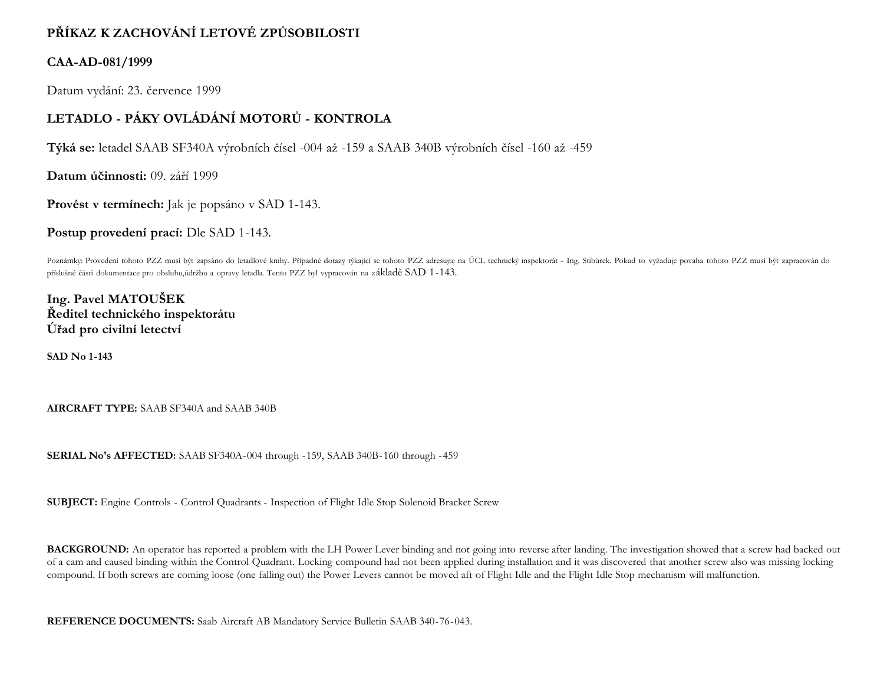# PŘÍKAZ K ZACHOVÁNÍ LETOVÉ ZPŮSOBILOSTI

## CAA-AD-081/1999

Datum vydání: 23. července 1999

## LETADLO - PÁKY OVLÁDÁNÍ MOTORŮ - KONTROLA

**Týká se:** letadel SAAB SF340A výrobních čísel -004 až -159 a SAAB 340B výrobních čísel -160 až -459

**Datum účinnosti:** 09. září 1999

**Provést v termínech:** Jak je popsáno v SAD 1-143.

**Postup provedení prací:** Dle SAD 1-143.

Poznámky: Provedení tohoto PZZ musí být zapsáno do letadlové knihy. Případné dotazy týkající se tohoto PZZ adresujte na ÚCL technický inspektorát - Ing. Stibůrek. Pokud to vyžaduje povaha tohoto PZZ musí být zapracován do příslušné části dokumentace pro obsluhu,údržbu a opravy letadla. Tento PZZ byl vypracován na základě SAD 1-143.

**Ing. Pavel MATOUŠEK**
**Ředitel technického inspektorátu**
**Úřad pro civilní letectví**

**SAD No 1-143**

**AIRCRAFT TYPE:** SAAB SF340A and SAAB 340B

**SERIAL No's AFFECTED:** SAAB SF340A-004 through -159, SAAB 340B-160 through -459

**SUBJECT:** Engine Controls - Control Quadrants - Inspection of Flight Idle Stop Solenoid Bracket Screw

**BACKGROUND:** An operator has reported a problem with the LH Power Lever binding and not going into reverse after landing. The investigation showed that a screw had backed out of a cam and caused binding within the Control Quadrant. Locking compound had not been applied during installation and it was discovered that another screw also was missing locking compound. If both screws are coming loose (one falling out) the Power Levers cannot be moved aft of Flight Idle and the Flight Idle Stop mechanism will malfunction.

**REFERENCE DOCUMENTS:** Saab Aircraft AB Mandatory Service Bulletin SAAB 340-76-043.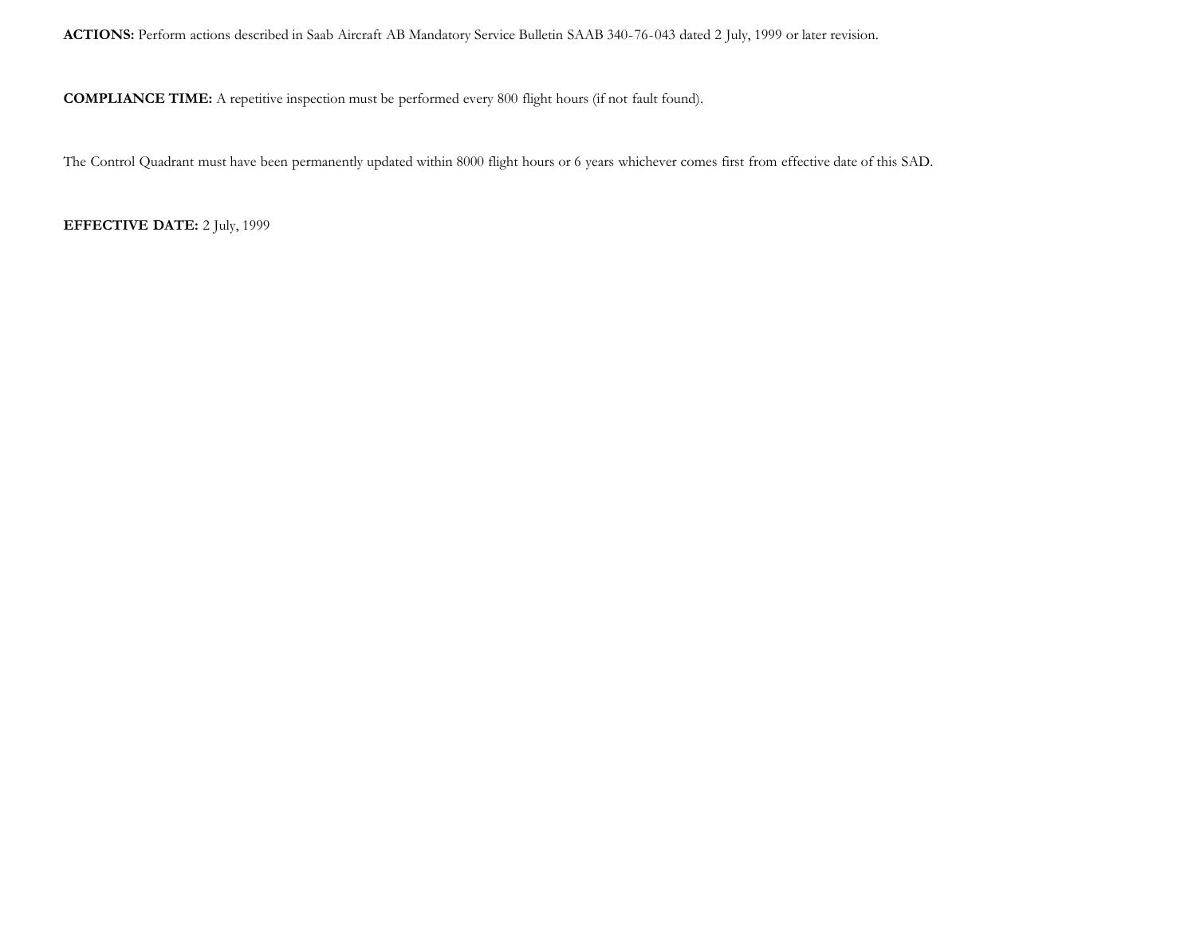**ACTIONS:** Perform actions described in Saab Aircraft AB Mandatory Service Bulletin SAAB 340-76-043 dated 2 July, 1999 or later revision.

**COMPLIANCE TIME:** A repetitive inspection must be performed every 800 flight hours (if not fault found).

The Control Quadrant must have been permanently updated within 8000 flight hours or 6 years whichever comes first from effective date of this SAD.

**EFFECTIVE DATE:** 2 July, 1999